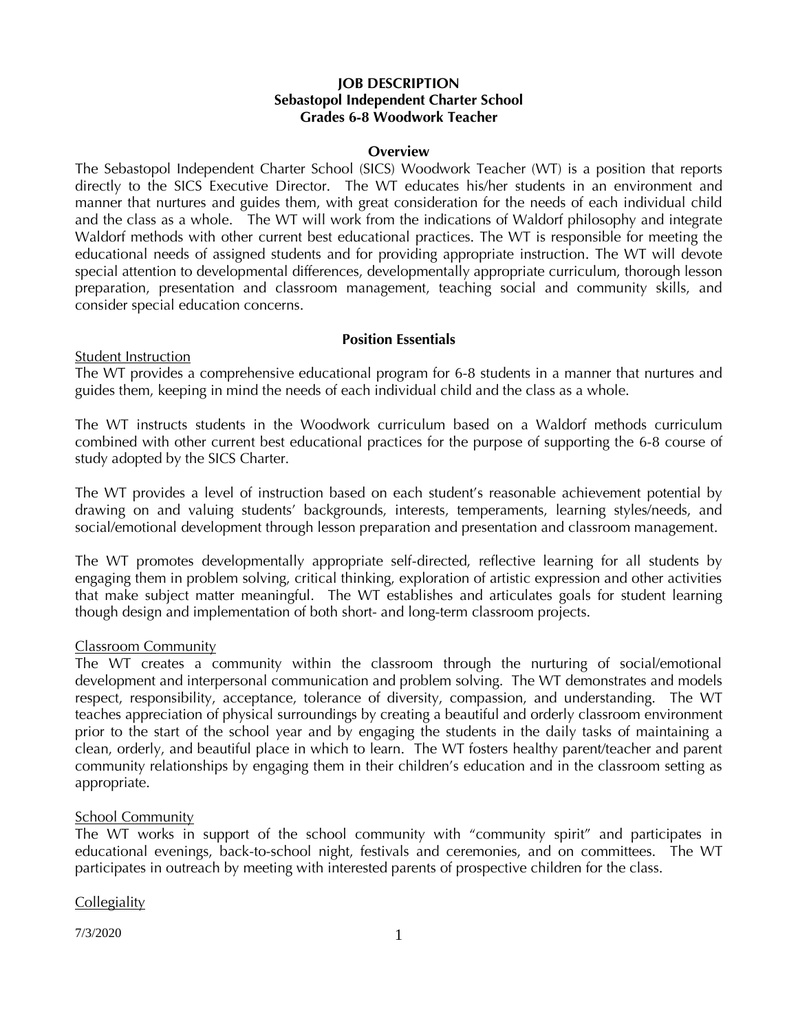# JOB DESCRIPTION
## Sebastopol Independent Charter School
## Grades 6-8 Woodwork Teacher

### Overview

The Sebastopol Independent Charter School (SICS) Woodwork Teacher (WT) is a position that reports directly to the SICS Executive Director. The WT educates his/her students in an environment and manner that nurtures and guides them, with great consideration for the needs of each individual child and the class as a whole. The WT will work from the indications of Waldorf philosophy and integrate Waldorf methods with other current best educational practices. The WT is responsible for meeting the educational needs of assigned students and for providing appropriate instruction. The WT will devote special attention to developmental differences, developmentally appropriate curriculum, thorough lesson preparation, presentation and classroom management, teaching social and community skills, and consider special education concerns.

### Position Essentials

<u>Student Instruction</u>

The WT provides a comprehensive educational program for 6-8 students in a manner that nurtures and guides them, keeping in mind the needs of each individual child and the class as a whole.

The WT instructs students in the Woodwork curriculum based on a Waldorf methods curriculum combined with other current best educational practices for the purpose of supporting the 6-8 course of study adopted by the SICS Charter.

The WT provides a level of instruction based on each student's reasonable achievement potential by drawing on and valuing students' backgrounds, interests, temperaments, learning styles/needs, and social/emotional development through lesson preparation and presentation and classroom management.

The WT promotes developmentally appropriate self-directed, reflective learning for all students by engaging them in problem solving, critical thinking, exploration of artistic expression and other activities that make subject matter meaningful. The WT establishes and articulates goals for student learning though design and implementation of both short- and long-term classroom projects.

<u>Classroom Community</u>

The WT creates a community within the classroom through the nurturing of social/emotional development and interpersonal communication and problem solving. The WT demonstrates and models respect, responsibility, acceptance, tolerance of diversity, compassion, and understanding. The WT teaches appreciation of physical surroundings by creating a beautiful and orderly classroom environment prior to the start of the school year and by engaging the students in the daily tasks of maintaining a clean, orderly, and beautiful place in which to learn. The WT fosters healthy parent/teacher and parent community relationships by engaging them in their children's education and in the classroom setting as appropriate.

<u>School Community</u>

The WT works in support of the school community with "community spirit" and participates in educational evenings, back-to-school night, festivals and ceremonies, and on committees. The WT participates in outreach by meeting with interested parents of prospective children for the class.

<u>Collegiality</u>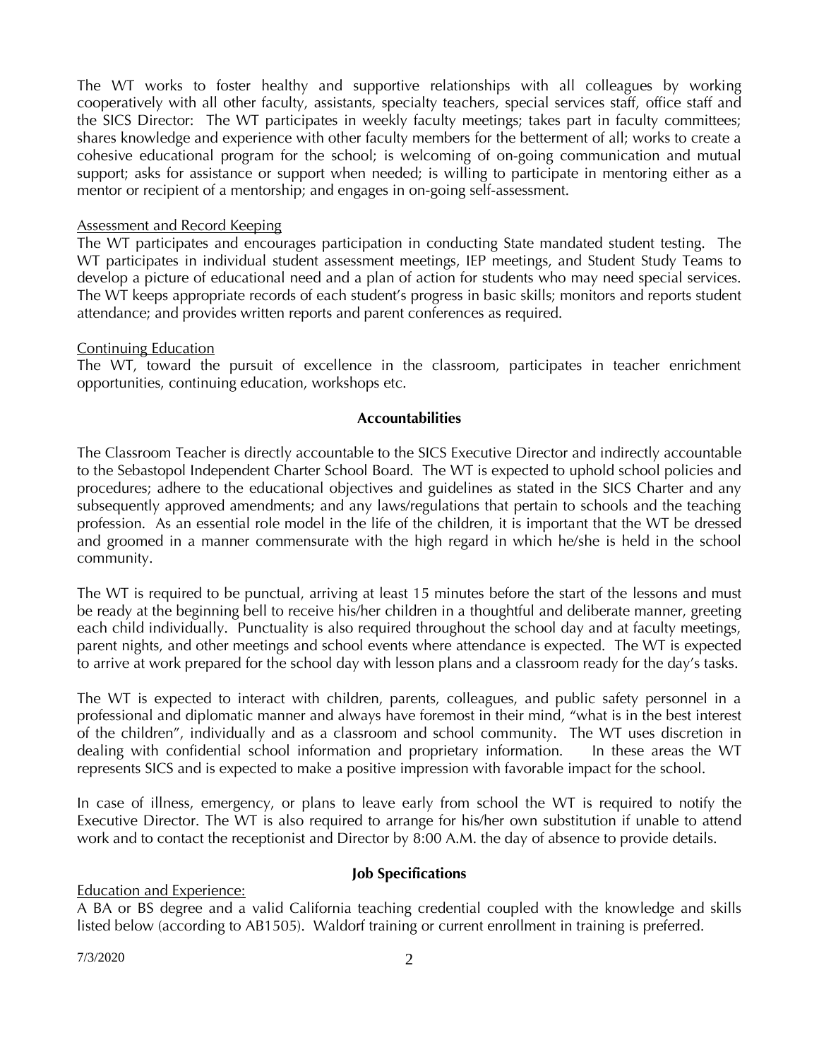The WT works to foster healthy and supportive relationships with all colleagues by working cooperatively with all other faculty, assistants, specialty teachers, special services staff, office staff and the SICS Director: The WT participates in weekly faculty meetings; takes part in faculty committees; shares knowledge and experience with other faculty members for the betterment of all; works to create a cohesive educational program for the school; is welcoming of on-going communication and mutual support; asks for assistance or support when needed; is willing to participate in mentoring either as a mentor or recipient of a mentorship; and engages in on-going self-assessment.

<u>Assessment and Record Keeping</u>

The WT participates and encourages participation in conducting State mandated student testing. The WT participates in individual student assessment meetings, IEP meetings, and Student Study Teams to develop a picture of educational need and a plan of action for students who may need special services. The WT keeps appropriate records of each student's progress in basic skills; monitors and reports student attendance; and provides written reports and parent conferences as required.

<u>Continuing Education</u>

The WT, toward the pursuit of excellence in the classroom, participates in teacher enrichment opportunities, continuing education, workshops etc.

## Accountabilities

The Classroom Teacher is directly accountable to the SICS Executive Director and indirectly accountable to the Sebastopol Independent Charter School Board. The WT is expected to uphold school policies and procedures; adhere to the educational objectives and guidelines as stated in the SICS Charter and any subsequently approved amendments; and any laws/regulations that pertain to schools and the teaching profession. As an essential role model in the life of the children, it is important that the WT be dressed and groomed in a manner commensurate with the high regard in which he/she is held in the school community.

The WT is required to be punctual, arriving at least 15 minutes before the start of the lessons and must be ready at the beginning bell to receive his/her children in a thoughtful and deliberate manner, greeting each child individually. Punctuality is also required throughout the school day and at faculty meetings, parent nights, and other meetings and school events where attendance is expected. The WT is expected to arrive at work prepared for the school day with lesson plans and a classroom ready for the day's tasks.

The WT is expected to interact with children, parents, colleagues, and public safety personnel in a professional and diplomatic manner and always have foremost in their mind, "what is in the best interest of the children", individually and as a classroom and school community. The WT uses discretion in dealing with confidential school information and proprietary information. In these areas the WT represents SICS and is expected to make a positive impression with favorable impact for the school.

In case of illness, emergency, or plans to leave early from school the WT is required to notify the Executive Director. The WT is also required to arrange for his/her own substitution if unable to attend work and to contact the receptionist and Director by 8:00 A.M. the day of absence to provide details.

## Job Specifications

<u>Education and Experience:</u>

A BA or BS degree and a valid California teaching credential coupled with the knowledge and skills listed below (according to AB1505). Waldorf training or current enrollment in training is preferred.

7/3/2020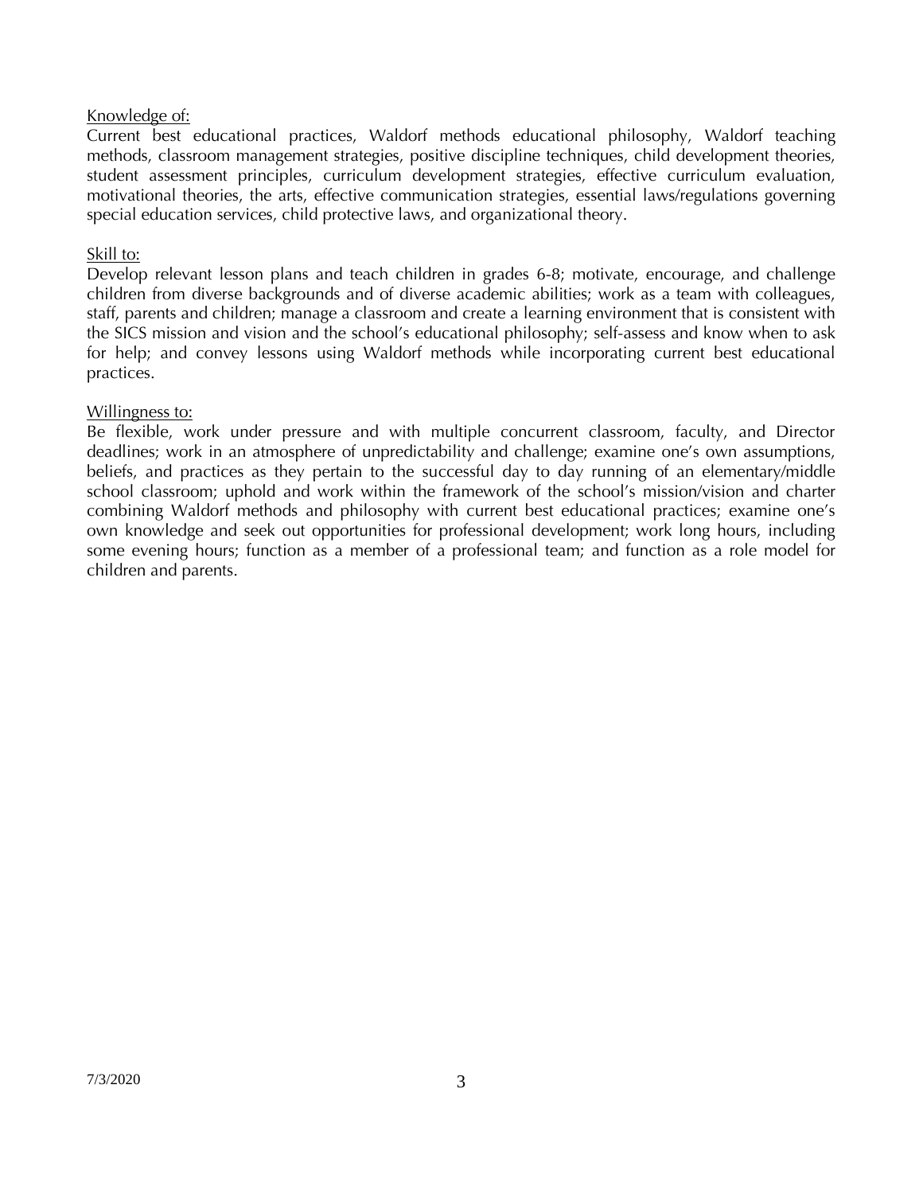Knowledge of:

Current best educational practices, Waldorf methods educational philosophy, Waldorf teaching methods, classroom management strategies, positive discipline techniques, child development theories, student assessment principles, curriculum development strategies, effective curriculum evaluation, motivational theories, the arts, effective communication strategies, essential laws/regulations governing special education services, child protective laws, and organizational theory.

Skill to:

Develop relevant lesson plans and teach children in grades 6-8; motivate, encourage, and challenge children from diverse backgrounds and of diverse academic abilities; work as a team with colleagues, staff, parents and children; manage a classroom and create a learning environment that is consistent with the SICS mission and vision and the school's educational philosophy; self-assess and know when to ask for help; and convey lessons using Waldorf methods while incorporating current best educational practices.

Willingness to:

Be flexible, work under pressure and with multiple concurrent classroom, faculty, and Director deadlines; work in an atmosphere of unpredictability and challenge; examine one's own assumptions, beliefs, and practices as they pertain to the successful day to day running of an elementary/middle school classroom; uphold and work within the framework of the school's mission/vision and charter combining Waldorf methods and philosophy with current best educational practices; examine one's own knowledge and seek out opportunities for professional development; work long hours, including some evening hours; function as a member of a professional team; and function as a role model for children and parents.

7/3/2020